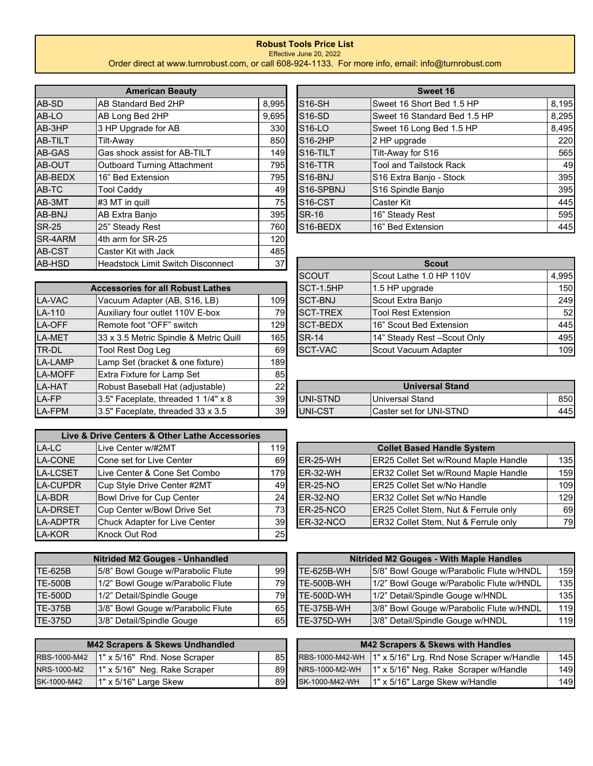# Robust Tools Price List

Effective June 20, 2022

Order direct at www.turnrobust.com, or call 608-924-1133. For more info, email: info@turnrobust.com

| American Beauty | | |
|---|---|---|
| AB-SD | AB Standard Bed 2HP | 8,995 |
| AB-LO | AB Long Bed 2HP | 9,695 |
| AB-3HP | 3 HP Upgrade for AB | 330 |
| AB-TILT | Tilt-Away | 850 |
| AB-GAS | Gas shock assist for AB-TILT | 149 |
| AB-OUT | Outboard Turning Attachment | 795 |
| AB-BEDX | 16" Bed Extension | 795 |
| AB-TC | Tool Caddy | 49 |
| AB-3MT | #3 MT in quill | 75 |
| AB-BNJ | AB Extra Banjo | 395 |
| SR-25 | 25" Steady Rest | 760 |
| SR-4ARM | 4th arm for SR-25 | 120 |
| AB-CST | Caster Kit with Jack | 485 |
| AB-HSD | Headstock Limit Switch Disconnect | 37 |

| Accessories for all Robust Lathes | | |
|---|---|---|
| LA-VAC | Vacuum Adapter (AB, S16, LB) | 109 |
| LA-110 | Auxiliary four outlet 110V E-box | 79 |
| LA-OFF | Remote foot "OFF" switch | 129 |
| LA-MET | 33 x 3.5 Metric Spindle & Metric Quill | 165 |
| TR-DL | Tool Rest Dog Leg | 69 |
| LA-LAMP | Lamp Set (bracket & one fixture) | 189 |
| LA-MOFF | Extra Fixture for Lamp Set | 85 |
| LA-HAT | Robust Baseball Hat (adjustable) | 22 |
| LA-FP | 3.5" Faceplate, threaded 1 1/4" x 8 | 39 |
| LA-FPM | 3.5" Faceplate, threaded 33 x 3.5 | 39 |

| Live & Drive Centers & Other Lathe Accessories | | |
|---|---|---|
| LA-LC | Live Center w/#2MT | 119 |
| LA-CONE | Cone set for Live Center | 69 |
| LA-LCSET | Live Center & Cone Set Combo | 179 |
| LA-CUPDR | Cup Style Drive Center #2MT | 49 |
| LA-BDR | Bowl Drive for Cup Center | 24 |
| LA-DRSET | Cup Center w/Bowl Drive Set | 73 |
| LA-ADPTR | Chuck Adapter for Live Center | 39 |
| LA-KOR | Knock Out Rod | 25 |

| Sweet 16 | | |
|---|---|---|
| S16-SH | Sweet 16 Short Bed 1.5 HP | 8,195 |
| S16-SD | Sweet 16 Standard Bed 1.5 HP | 8,295 |
| S16-LO | Sweet 16 Long Bed 1.5 HP | 8,495 |
| S16-2HP | 2 HP upgrade | 220 |
| S16-TILT | Tilt-Away for S16 | 565 |
| S16-TTR | Tool and Tailstock Rack | 49 |
| S16-BNJ | S16 Extra Banjo - Stock | 395 |
| S16-SPBNJ | S16 Spindle Banjo | 395 |
| S16-CST | Caster Kit | 445 |
| SR-16 | 16" Steady Rest | 595 |
| S16-BEDX | 16" Bed Extension | 445 |

| Scout | | |
|---|---|---|
| SCOUT | Scout Lathe 1.0 HP 110V | 4,995 |
| SCT-1.5HP | 1.5 HP upgrade | 150 |
| SCT-BNJ | Scout Extra Banjo | 249 |
| SCT-TREX | Tool Rest Extension | 52 |
| SCT-BEDX | 16" Scout Bed Extension | 445 |
| SR-14 | 14" Steady Rest –Scout Only | 495 |
| SCT-VAC | Scout Vacuum Adapter | 109 |

| Universal Stand | | |
|---|---|---|
| UNI-STND | Universal Stand | 850 |
| UNI-CST | Caster set for UNI-STND | 445 |

| Collet Based Handle System | | |
|---|---|---|
| ER-25-WH | ER25 Collet Set w/Round Maple Handle | 135 |
| ER-32-WH | ER32 Collet Set w/Round Maple Handle | 159 |
| ER-25-NO | ER25 Collet Set w/No Handle | 109 |
| ER-32-NO | ER32 Collet Set w/No Handle | 129 |
| ER-25-NCO | ER25 Collet Stem, Nut & Ferrule only | 69 |
| ER-32-NCO | ER32 Collet Stem, Nut & Ferrule only | 79 |

| Nitrided M2 Gouges - Unhandled | | |
|---|---|---|
| TE-625B | 5/8" Bowl Gouge w/Parabolic Flute | 99 |
| TE-500B | 1/2" Bowl Gouge w/Parabolic Flute | 79 |
| TE-500D | 1/2" Detail/Spindle Gouge | 79 |
| TE-375B | 3/8" Bowl Gouge w/Parabolic Flute | 65 |
| TE-375D | 3/8" Detail/Spindle Gouge | 65 |

| Nitrided M2 Gouges - With Maple Handles | | |
|---|---|---|
| TE-625B-WH | 5/8" Bowl Gouge w/Parabolic Flute w/HNDL | 159 |
| TE-500B-WH | 1/2" Bowl Gouge w/Parabolic Flute w/HNDL | 135 |
| TE-500D-WH | 1/2" Detail/Spindle Gouge w/HNDL | 135 |
| TE-375B-WH | 3/8" Bowl Gouge w/Parabolic Flute w/HNDL | 119 |
| TE-375D-WH | 3/8" Detail/Spindle Gouge w/HNDL | 119 |

| M42 Scrapers & Skews Undhandled | | |
|---|---|---|
| RBS-1000-M42 | 1" x 5/16" Rnd. Nose Scraper | 85 |
| NRS-1000-M2 | 1" x 5/16" Neg. Rake Scraper | 89 |
| SK-1000-M42 | 1" x 5/16" Large Skew | 89 |

| M42 Scrapers & Skews with Handles | | |
|---|---|---|
| RBS-1000-M42-WH | 1" x 5/16" Lrg. Rnd Nose Scraper w/Handle | 145 |
| NRS-1000-M2-WH | 1" x 5/16" Neg. Rake Scraper w/Handle | 149 |
| SK-1000-M42-WH | 1" x 5/16" Large Skew w/Handle | 149 |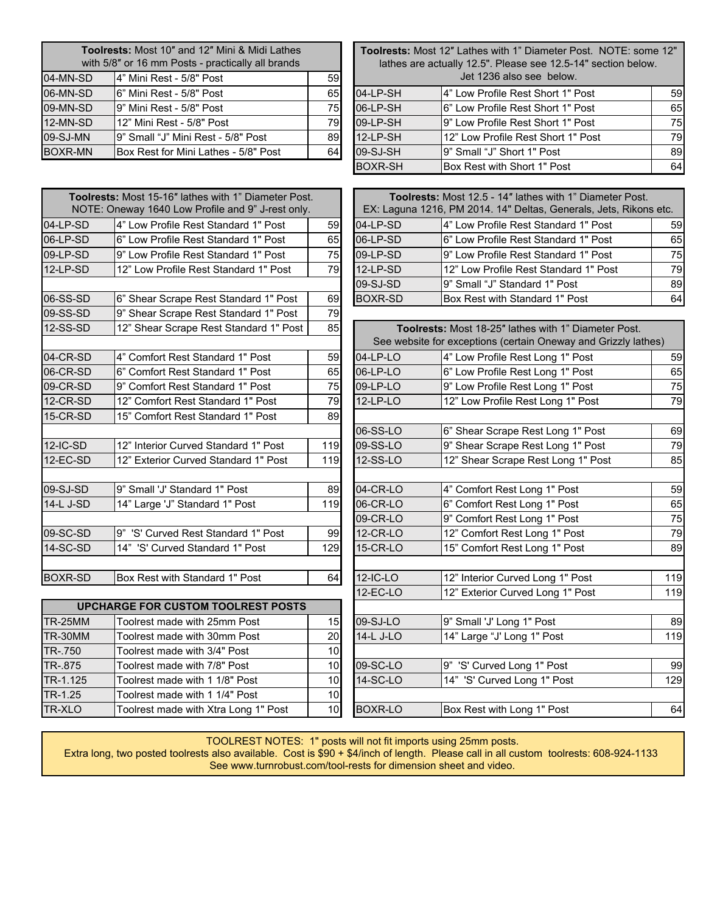| **Toolrests:** Most 10″ and 12″ Mini & Midi Lathes with 5/8″ or 16 mm Posts - practically all brands | | |
|---|---|---|
| 04-MN-SD | 4” Mini Rest - 5/8" Post | 59 |
| 06-MN-SD | 6” Mini Rest - 5/8" Post | 65 |
| 09-MN-SD | 9” Mini Rest - 5/8" Post | 75 |
| 12-MN-SD | 12” Mini Rest - 5/8" Post | 79 |
| 09-SJ-MN | 9” Small “J” Mini Rest - 5/8" Post | 89 |
| BOXR-MN | Box Rest for Mini Lathes - 5/8" Post | 64 |

| **Toolrests:** Most 12” Lathes with 1” Diameter Post. NOTE: some 12" lathes are actually 12.5". Please see 12.5-14" section below. Jet 1236 also see below. | | |
|---|---|---|
| 04-LP-SH | 4” Low Profile Rest Short 1" Post | 59 |
| 06-LP-SH | 6” Low Profile Rest Short 1" Post | 65 |
| 09-LP-SH | 9” Low Profile Rest Short 1" Post | 75 |
| 12-LP-SH | 12” Low Profile Rest Short 1" Post | 79 |
| 09-SJ-SH | 9” Small “J” Short 1" Post | 89 |
| BOXR-SH | Box Rest with Short 1" Post | 64 |

| **Toolrests:** Most 15-16″ lathes with 1” Diameter Post. NOTE: Oneway 1640 Low Profile and 9” J-rest only. | | |
|---|---|---|
| 04-LP-SD | 4” Low Profile Rest Standard 1" Post | 59 |
| 06-LP-SD | 6” Low Profile Rest Standard 1" Post | 65 |
| 09-LP-SD | 9” Low Profile Rest Standard 1" Post | 75 |
| 12-LP-SD | 12” Low Profile Rest Standard 1" Post | 79 |
| | | |
| 06-SS-SD | 6” Shear Scrape Rest Standard 1" Post | 69 |
| 09-SS-SD | 9” Shear Scrape Rest Standard 1" Post | 79 |
| 12-SS-SD | 12” Shear Scrape Rest Standard 1" Post | 85 |
| | | |
| 04-CR-SD | 4” Comfort Rest Standard 1" Post | 59 |
| 06-CR-SD | 6” Comfort Rest Standard 1" Post | 65 |
| 09-CR-SD | 9” Comfort Rest Standard 1" Post | 75 |
| 12-CR-SD | 12” Comfort Rest Standard 1" Post | 79 |
| 15-CR-SD | 15” Comfort Rest Standard 1" Post | 89 |
| | | |
| 12-IC-SD | 12” Interior Curved Standard 1" Post | 119 |
| 12-EC-SD | 12” Exterior Curved Standard 1" Post | 119 |
| | | |
| 09-SJ-SD | 9” Small 'J' Standard 1" Post | 89 |
| 14-L J-SD | 14” Large 'J' Standard 1" Post | 119 |
| | | |
| 09-SC-SD | 9” 'S' Curved Rest Standard 1" Post | 99 |
| 14-SC-SD | 14” 'S' Curved Standard 1" Post | 129 |
| | | |
| BOXR-SD | Box Rest with Standard 1" Post | 64 |

| **Toolrests:** Most 12.5 - 14″ lathes with 1” Diameter Post. EX: Laguna 1216, PM 2014. 14" Deltas, Generals, Jets, Rikons etc. | | |
|---|---|---|
| 04-LP-SD | 4” Low Profile Rest Standard 1" Post | 59 |
| 06-LP-SD | 6” Low Profile Rest Standard 1" Post | 65 |
| 09-LP-SD | 9” Low Profile Rest Standard 1" Post | 75 |
| 12-LP-SD | 12” Low Profile Rest Standard 1" Post | 79 |
| 09-SJ-SD | 9” Small “J” Standard 1" Post | 89 |
| BOXR-SD | Box Rest with Standard 1" Post | 64 |

| **Toolrests:** Most 18-25″ lathes with 1” Diameter Post. See website for exceptions (certain Oneway and Grizzly lathes) | | |
|---|---|---|
| 04-LP-LO | 4” Low Profile Rest Long 1" Post | 59 |
| 06-LP-LO | 6” Low Profile Rest Long 1" Post | 65 |
| 09-LP-LO | 9” Low Profile Rest Long 1" Post | 75 |
| 12-LP-LO | 12” Low Profile Rest Long 1" Post | 79 |
| | | |
| 06-SS-LO | 6” Shear Scrape Rest Long 1" Post | 69 |
| 09-SS-LO | 9” Shear Scrape Rest Long 1" Post | 79 |
| 12-SS-LO | 12” Shear Scrape Rest Long 1" Post | 85 |
| | | |
| 04-CR-LO | 4” Comfort Rest Long 1" Post | 59 |
| 06-CR-LO | 6” Comfort Rest Long 1" Post | 65 |
| 09-CR-LO | 9” Comfort Rest Long 1" Post | 75 |
| 12-CR-LO | 12” Comfort Rest Long 1" Post | 79 |
| 15-CR-LO | 15” Comfort Rest Long 1" Post | 89 |
| | | |
| 12-IC-LO | 12” Interior Curved Long 1" Post | 119 |
| 12-EC-LO | 12” Exterior Curved Long 1" Post | 119 |
| | | |
| 09-SJ-LO | 9” Small 'J' Long 1" Post | 89 |
| 14-L J-LO | 14” Large “J” Long 1" Post | 119 |
| | | |
| 09-SC-LO | 9” 'S' Curved Long 1" Post | 99 |
| 14-SC-LO | 14” 'S' Curved Long 1" Post | 129 |
| | | |
| BOXR-LO | Box Rest with Long 1" Post | 64 |

| **UPCHARGE FOR CUSTOM TOOLREST POSTS** | | |
|---|---|---|
| TR-25MM | Toolrest made with 25mm Post | 15 |
| TR-30MM | Toolrest made with 30mm Post | 20 |
| TR-.750 | Toolrest made with 3/4" Post | 10 |
| TR-.875 | Toolrest made with 7/8" Post | 10 |
| TR-1.125 | Toolrest made with 1 1/8" Post | 10 |
| TR-1.25 | Toolrest made with 1 1/4" Post | 10 |
| TR-XLO | Toolrest made with Xtra Long 1" Post | 10 |

TOOLREST NOTES: 1" posts will not fit imports using 25mm posts.
Extra long, two posted toolrests also available. Cost is $90 + $4/inch of length. Please call in all custom toolrests: 608-924-1133
See www.turnrobust.com/tool-rests for dimension sheet and video.